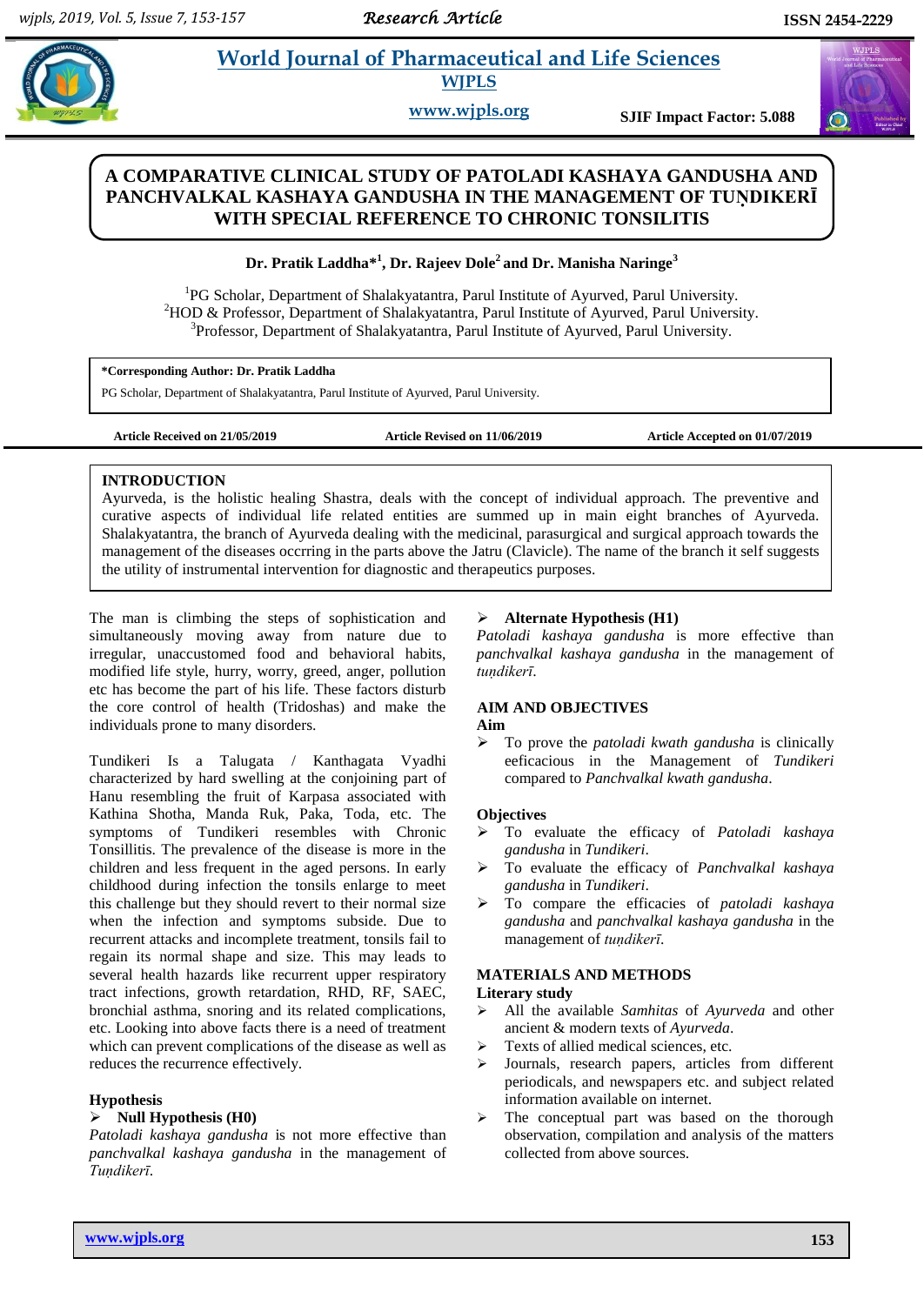# A COMPARATIVE CLINICAL STUDY OF PATOLADI KASHAYA GANDUSHA AND PANCHVALKAL KASHAYA GANDUSHA IN THE MANAGEMENT OF TUṆDIKERĪ WITH SPECIAL REFERENCE TO CHRONIC TONSILITIS

**Dr. Pratik Laddha*[1], Dr. Rajeev Dole[2] and Dr. Manisha Naringe[3]**

[1]PG Scholar, Department of Shalakyatantra, Parul Institute of Ayurved, Parul University.
[2]HOD & Professor, Department of Shalakyatantra, Parul Institute of Ayurved, Parul University.
[3]Professor, Department of Shalakyatantra, Parul Institute of Ayurved, Parul University.

**\*Corresponding Author: Dr. Pratik Laddha**
PG Scholar, Department of Shalakyatantra, Parul Institute of Ayurved, Parul University.

**Article Received on 21/05/2019** **Article Revised on 11/06/2019** **Article Accepted on 01/07/2019**

## INTRODUCTION

Ayurveda, is the holistic healing Shastra, deals with the concept of individual approach. The preventive and curative aspects of individual life related entities are summed up in main eight branches of Ayurveda. Shalakyatantra, the branch of Ayurveda dealing with the medicinal, parasurgical and surgical approach towards the management of the diseases occrring in the parts above the Jatru (Clavicle). The name of the branch it self suggests the utility of instrumental intervention for diagnostic and therapeutics purposes.

The man is climbing the steps of sophistication and simultaneously moving away from nature due to irregular, unaccustomed food and behavioral habits, modified life style, hurry, worry, greed, anger, pollution etc has become the part of his life. These factors disturb the core control of health (Tridoshas) and make the individuals prone to many disorders.

Tundikeri Is a Talugata / Kanthagata Vyadhi characterized by hard swelling at the conjoining part of Hanu resembling the fruit of Karpasa associated with Kathina Shotha, Manda Ruk, Paka, Toda, etc. The symptoms of Tundikeri resembles with Chronic Tonsillitis. The prevalence of the disease is more in the children and less frequent in the aged persons. In early childhood during infection the tonsils enlarge to meet this challenge but they should revert to their normal size when the infection and symptoms subside. Due to recurrent attacks and incomplete treatment, tonsils fail to regain its normal shape and size. This may leads to several health hazards like recurrent upper respiratory tract infections, growth retardation, RHD, RF, SAEC, bronchial asthma, snoring and its related complications, etc. Looking into above facts there is a need of treatment which can prevent complications of the disease as well as reduces the recurrence effectively.

### Hypothesis

- **Null Hypothesis (H0)**

*Patoladi kashaya gandusha* is not more effective than *panchvalkal kashaya gandusha* in the management of *Tuṇdikerī.*

- **Alternate Hypothesis (H1)**

*Patoladi kashaya gandusha* is more effective than *panchvalkal kashaya gandusha* in the management of *tuṇdikerī.*

## AIM AND OBJECTIVES

### Aim

- To prove the *patoladi kwath gandusha* is clinically eeficacious in the Management of *Tundikeri* compared to *Panchvalkal kwath gandusha*.

### Objectives

- To evaluate the efficacy of *Patoladi kashaya gandusha* in *Tundikeri*.
- To evaluate the efficacy of *Panchvalkal kashaya gandusha* in *Tundikeri*.
- To compare the efficacies of *patoladi kashaya gandusha* and *panchvalkal kashaya gandusha* in the management of *tuṇdikerī.*

## MATERIALS AND METHODS

### Literary study

- All the available *Samhitas* of *Ayurveda* and other ancient & modern texts of *Ayurveda*.
- Texts of allied medical sciences, etc.
- Journals, research papers, articles from different periodicals, and newspapers etc. and subject related information available on internet.
- The conceptual part was based on the thorough observation, compilation and analysis of the matters collected from above sources.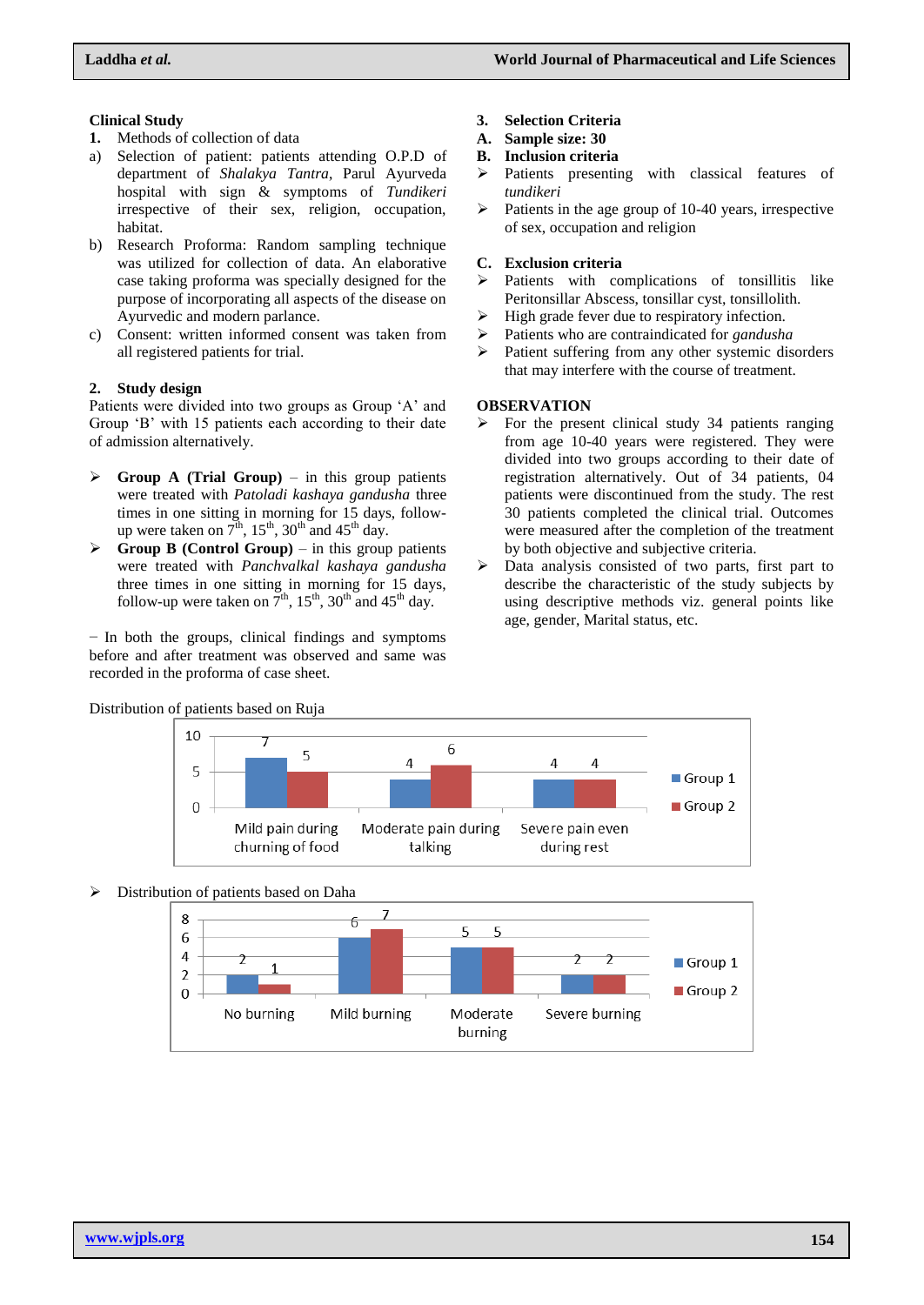## Clinical Study

**1.** Methods of collection of data

a) Selection of patient: patients attending O.P.D of department of *Shalakya Tantra*, Parul Ayurveda hospital with sign & symptoms of *Tundikeri* irrespective of their sex, religion, occupation, habitat.

b) Research Proforma: Random sampling technique was utilized for collection of data. An elaborative case taking proforma was specially designed for the purpose of incorporating all aspects of the disease on Ayurvedic and modern parlance.

c) Consent: written informed consent was taken from all registered patients for trial.

**2. Study design**

Patients were divided into two groups as Group 'A' and Group 'B' with 15 patients each according to their date of admission alternatively.

- **Group A (Trial Group)** – in this group patients were treated with *Patoladi kashaya gandusha* three times in one sitting in morning for 15 days, follow-up were taken on 7th, 15th, 30th and 45th day.
- **Group B (Control Group)** – in this group patients were treated with *Panchvalkal kashaya gandusha* three times in one sitting in morning for 15 days, follow-up were taken on 7th, 15th, 30th and 45th day.

− In both the groups, clinical findings and symptoms before and after treatment was observed and same was recorded in the proforma of case sheet.

**3. Selection Criteria**

**A. Sample size: 30**

**B. Inclusion criteria**

- Patients presenting with classical features of *tundikeri*
- Patients in the age group of 10-40 years, irrespective of sex, occupation and religion

**C. Exclusion criteria**

- Patients with complications of tonsillitis like Peritonsillar Abscess, tonsillar cyst, tonsillolith.
- High grade fever due to respiratory infection.
- Patients who are contraindicated for *gandusha*
- Patient suffering from any other systemic disorders that may interfere with the course of treatment.

## OBSERVATION

- For the present clinical study 34 patients ranging from age 10-40 years were registered. They were divided into two groups according to their date of registration alternatively. Out of 34 patients, 04 patients were discontinued from the study. The rest 30 patients completed the clinical trial. Outcomes were measured after the completion of the treatment by both objective and subjective criteria.
- Data analysis consisted of two parts, first part to describe the characteristic of the study subjects by using descriptive methods viz. general points like age, gender, Marital status, etc.

Distribution of patients based on Ruja

| Ruja | Group 1 | Group 2 |
|---|---|---|
| Mild pain during churning of food | 7 | 5 |
| Moderate pain during talking | 4 | 6 |
| Severe pain even during rest | 4 | 4 |

- Distribution of patients based on Daha

| Daha | Group 1 | Group 2 |
|---|---|---|
| No burning | 2 | 1 |
| Mild burning | 6 | 7 |
| Moderate burning | 5 | 5 |
| Severe burning | 2 | 2 |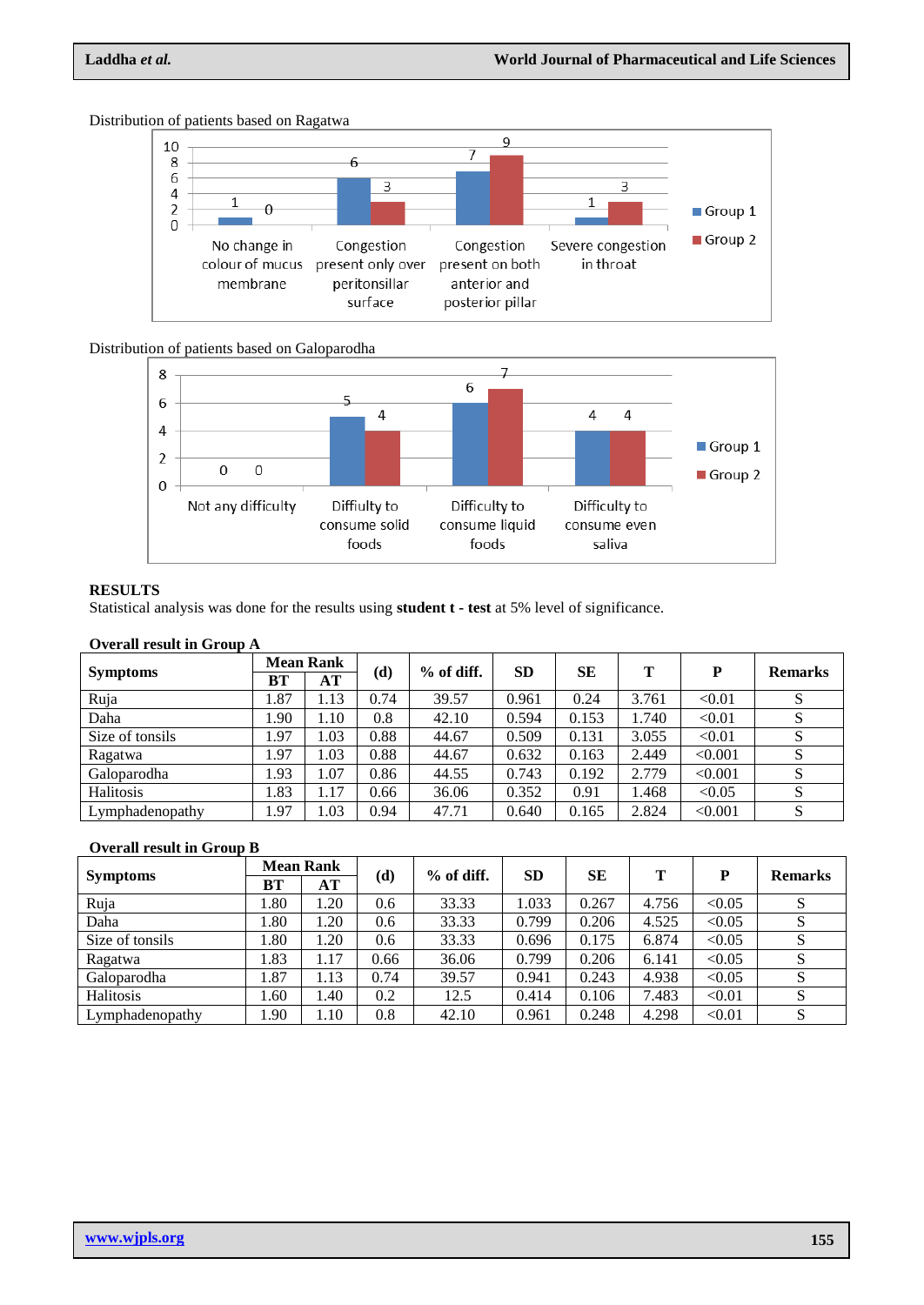Distribution of patients based on Ragatwa

Distribution of patients based on Galoparodha

## RESULTS

Statistical analysis was done for the results using **student t - test** at 5% level of significance.

**Overall result in Group A**

| Symptoms | Mean Rank | | (d) | % of diff. | SD | SE | T | P | Remarks |
|---|---|---|---|---|---|---|---|---|---|
| | BT | AT | | | | | | | |
| Ruja | 1.87 | 1.13 | 0.74 | 39.57 | 0.961 | 0.24 | 3.761 | <0.01 | S |
| Daha | 1.90 | 1.10 | 0.8 | 42.10 | 0.594 | 0.153 | 1.740 | <0.01 | S |
| Size of tonsils | 1.97 | 1.03 | 0.88 | 44.67 | 0.509 | 0.131 | 3.055 | <0.01 | S |
| Ragatwa | 1.97 | 1.03 | 0.88 | 44.67 | 0.632 | 0.163 | 2.449 | <0.001 | S |
| Galoparodha | 1.93 | 1.07 | 0.86 | 44.55 | 0.743 | 0.192 | 2.779 | <0.001 | S |
| Halitosis | 1.83 | 1.17 | 0.66 | 36.06 | 0.352 | 0.91 | 1.468 | <0.05 | S |
| Lymphadenopathy | 1.97 | 1.03 | 0.94 | 47.71 | 0.640 | 0.165 | 2.824 | <0.001 | S |

**Overall result in Group B**

| Symptoms | Mean Rank | | (d) | % of diff. | SD | SE | T | P | Remarks |
|---|---|---|---|---|---|---|---|---|---|
| | BT | AT | | | | | | | |
| Ruja | 1.80 | 1.20 | 0.6 | 33.33 | 1.033 | 0.267 | 4.756 | <0.05 | S |
| Daha | 1.80 | 1.20 | 0.6 | 33.33 | 0.799 | 0.206 | 4.525 | <0.05 | S |
| Size of tonsils | 1.80 | 1.20 | 0.6 | 33.33 | 0.696 | 0.175 | 6.874 | <0.05 | S |
| Ragatwa | 1.83 | 1.17 | 0.66 | 36.06 | 0.799 | 0.206 | 6.141 | <0.05 | S |
| Galoparodha | 1.87 | 1.13 | 0.74 | 39.57 | 0.941 | 0.243 | 4.938 | <0.05 | S |
| Halitosis | 1.60 | 1.40 | 0.2 | 12.5 | 0.414 | 0.106 | 7.483 | <0.01 | S |
| Lymphadenopathy | 1.90 | 1.10 | 0.8 | 42.10 | 0.961 | 0.248 | 4.298 | <0.01 | S |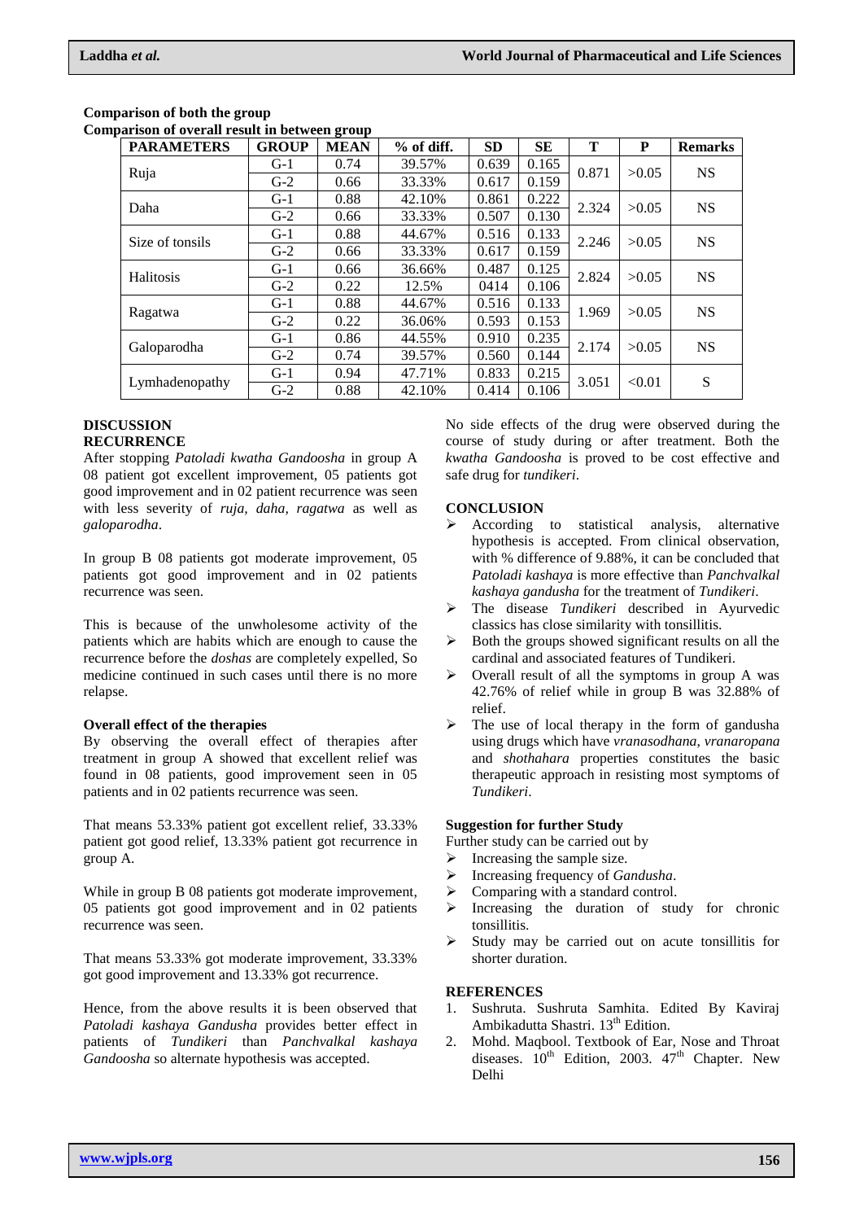**Comparison of both the group**

**Comparison of overall result in between group**

| PARAMETERS | GROUP | MEAN | % of diff. | SD | SE | T | P | Remarks |
|---|---|---|---|---|---|---|---|---|
| Ruja | G-1 | 0.74 | 39.57% | 0.639 | 0.165 | 0.871 | >0.05 | NS |
| | G-2 | 0.66 | 33.33% | 0.617 | 0.159 | | | |
| Daha | G-1 | 0.88 | 42.10% | 0.861 | 0.222 | 2.324 | >0.05 | NS |
| | G-2 | 0.66 | 33.33% | 0.507 | 0.130 | | | |
| Size of tonsils | G-1 | 0.88 | 44.67% | 0.516 | 0.133 | 2.246 | >0.05 | NS |
| | G-2 | 0.66 | 33.33% | 0.617 | 0.159 | | | |
| Halitosis | G-1 | 0.66 | 36.66% | 0.487 | 0.125 | 2.824 | >0.05 | NS |
| | G-2 | 0.22 | 12.5% | 0414 | 0.106 | | | |
| Ragatwa | G-1 | 0.88 | 44.67% | 0.516 | 0.133 | 1.969 | >0.05 | NS |
| | G-2 | 0.22 | 36.06% | 0.593 | 0.153 | | | |
| Galoparodha | G-1 | 0.86 | 44.55% | 0.910 | 0.235 | 2.174 | >0.05 | NS |
| | G-2 | 0.74 | 39.57% | 0.560 | 0.144 | | | |
| Lymhadenopathy | G-1 | 0.94 | 47.71% | 0.833 | 0.215 | 3.051 | <0.01 | S |
| | G-2 | 0.88 | 42.10% | 0.414 | 0.106 | | | |

## DISCUSSION

### RECURRENCE

After stopping *Patoladi kwatha Gandoosha* in group A 08 patient got excellent improvement, 05 patients got good improvement and in 02 patient recurrence was seen with less severity of *ruja, daha, ragatwa* as well as *galoparodha*.

In group B 08 patients got moderate improvement, 05 patients got good improvement and in 02 patients recurrence was seen.

This is because of the unwholesome activity of the patients which are habits which are enough to cause the recurrence before the *doshas* are completely expelled, So medicine continued in such cases until there is no more relapse.

### Overall effect of the therapies

By observing the overall effect of therapies after treatment in group A showed that excellent relief was found in 08 patients, good improvement seen in 05 patients and in 02 patients recurrence was seen.

That means 53.33% patient got excellent relief, 33.33% patient got good relief, 13.33% patient got recurrence in group A.

While in group B 08 patients got moderate improvement, 05 patients got good improvement and in 02 patients recurrence was seen.

That means 53.33% got moderate improvement, 33.33% got good improvement and 13.33% got recurrence.

Hence, from the above results it is been observed that *Patoladi kashaya Gandusha* provides better effect in patients of *Tundikeri* than *Panchvalkal kashaya Gandoosha* so alternate hypothesis was accepted.

No side effects of the drug were observed during the course of study during or after treatment. Both the *kwatha Gandoosha* is proved to be cost effective and safe drug for *tundikeri*.

## CONCLUSION

- According to statistical analysis, alternative hypothesis is accepted. From clinical observation, with % difference of 9.88%, it can be concluded that *Patoladi kashaya* is more effective than *Panchvalkal kashaya gandusha* for the treatment of *Tundikeri*.
- The disease *Tundikeri* described in Ayurvedic classics has close similarity with tonsillitis.
- Both the groups showed significant results on all the cardinal and associated features of Tundikeri.
- Overall result of all the symptoms in group A was 42.76% of relief while in group B was 32.88% of relief.
- The use of local therapy in the form of gandusha using drugs which have *vranasodhana, vranaropana* and *shothahara* properties constitutes the basic therapeutic approach in resisting most symptoms of *Tundikeri*.

### Suggestion for further Study

Further study can be carried out by

- Increasing the sample size.
- Increasing frequency of *Gandusha*.
- Comparing with a standard control.
- Increasing the duration of study for chronic tonsillitis.
- Study may be carried out on acute tonsillitis for shorter duration.

## REFERENCES

1. Sushruta. Sushruta Samhita. Edited By Kaviraj Ambikadutta Shastri. 13th Edition.
2. Mohd. Maqbool. Textbook of Ear, Nose and Throat diseases. 10th Edition, 2003. 47th Chapter. New Delhi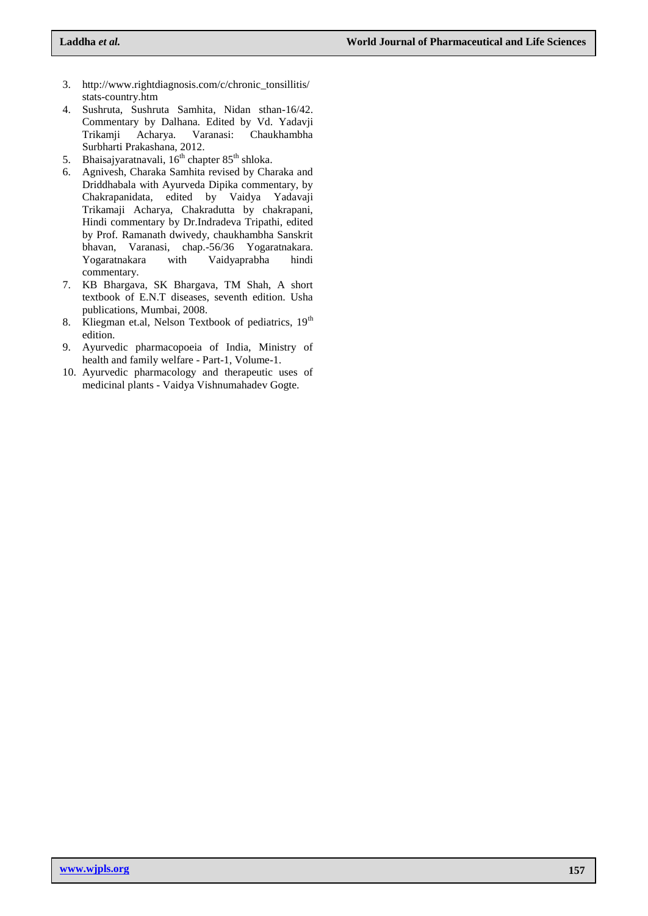3. http://www.rightdiagnosis.com/c/chronic_tonsillitis/stats-country.htm
4. Sushruta, Sushruta Samhita, Nidan sthan-16/42. Commentary by Dalhana. Edited by Vd. Yadavji Trikamji Acharya. Varanasi: Chaukhambha Surbharti Prakashana, 2012.
5. Bhaisajyaratnavali, 16th chapter 85th shloka.
6. Agnivesh, Charaka Samhita revised by Charaka and Driddhabala with Ayurveda Dipika commentary, by Chakrapanidata, edited by Vaidya Yadavaji Trikamaji Acharya, Chakradutta by chakrapani, Hindi commentary by Dr.Indradeva Tripathi, edited by Prof. Ramanath dwivedy, chaukhambha Sanskrit bhavan, Varanasi, chap.-56/36 Yogaratnakara. Yogaratnakara with Vaidyaprabha hindi commentary.
7. KB Bhargava, SK Bhargava, TM Shah, A short textbook of E.N.T diseases, seventh edition. Usha publications, Mumbai, 2008.
8. Kliegman et.al, Nelson Textbook of pediatrics, 19th edition.
9. Ayurvedic pharmacopoeia of India, Ministry of health and family welfare - Part-1, Volume-1.
10. Ayurvedic pharmacology and therapeutic uses of medicinal plants - Vaidya Vishnumahadev Gogte.